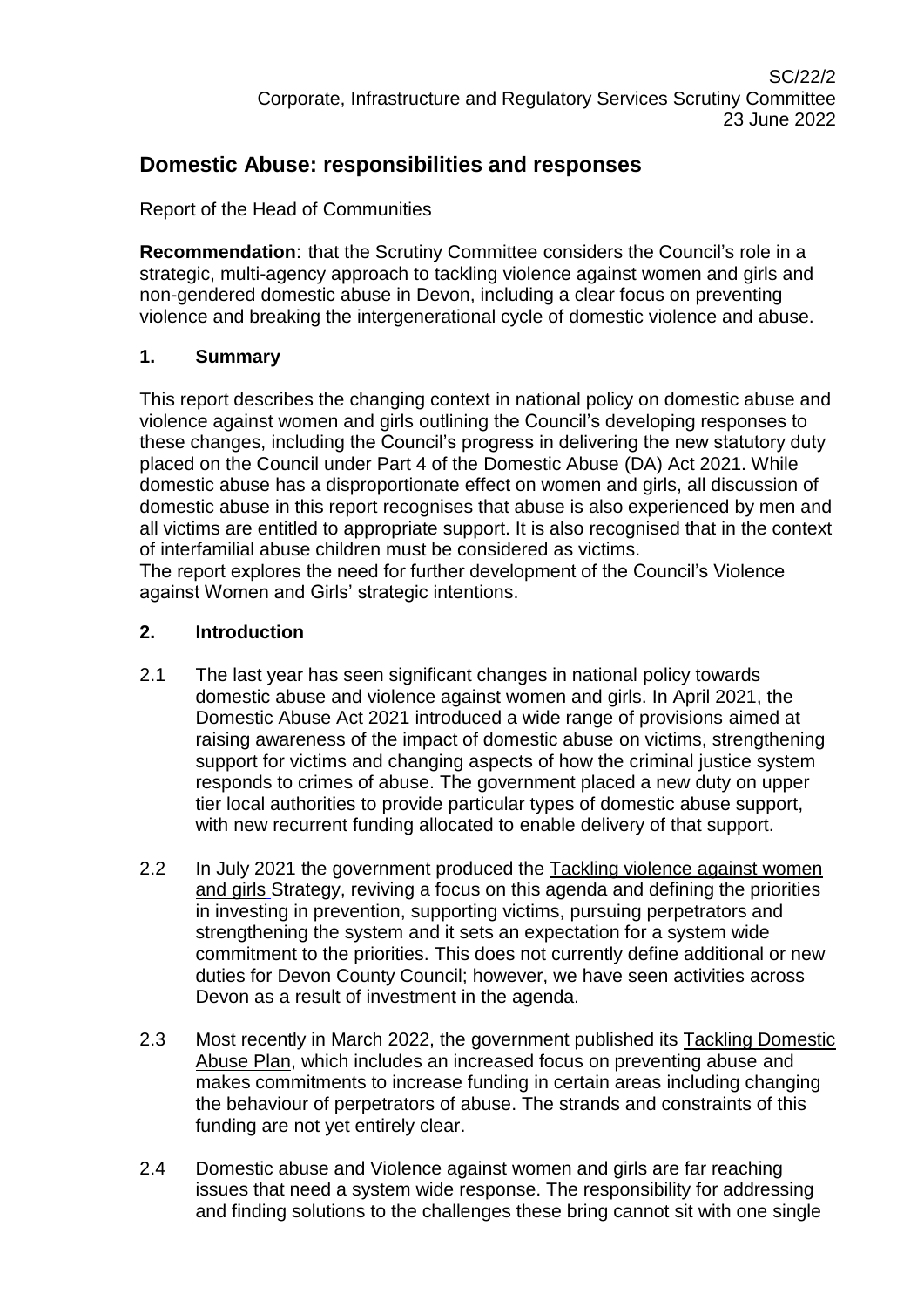SC/22/2
Corporate, Infrastructure and Regulatory Services Scrutiny Committee
23 June 2022

# Domestic Abuse: responsibilities and responses

Report of the Head of Communities

**Recommendation**: that the Scrutiny Committee considers the Council's role in a strategic, multi-agency approach to tackling violence against women and girls and non-gendered domestic abuse in Devon, including a clear focus on preventing violence and breaking the intergenerational cycle of domestic violence and abuse.

## 1. Summary

This report describes the changing context in national policy on domestic abuse and violence against women and girls outlining the Council's developing responses to these changes, including the Council's progress in delivering the new statutory duty placed on the Council under Part 4 of the Domestic Abuse (DA) Act 2021. While domestic abuse has a disproportionate effect on women and girls, all discussion of domestic abuse in this report recognises that abuse is also experienced by men and all victims are entitled to appropriate support. It is also recognised that in the context of interfamilial abuse children must be considered as victims.
The report explores the need for further development of the Council's Violence against Women and Girls' strategic intentions.

## 2. Introduction

2.1 The last year has seen significant changes in national policy towards domestic abuse and violence against women and girls. In April 2021, the Domestic Abuse Act 2021 introduced a wide range of provisions aimed at raising awareness of the impact of domestic abuse on victims, strengthening support for victims and changing aspects of how the criminal justice system responds to crimes of abuse. The government placed a new duty on upper tier local authorities to provide particular types of domestic abuse support, with new recurrent funding allocated to enable delivery of that support.

2.2 In July 2021 the government produced the Tackling violence against women and girls Strategy, reviving a focus on this agenda and defining the priorities in investing in prevention, supporting victims, pursuing perpetrators and strengthening the system and it sets an expectation for a system wide commitment to the priorities. This does not currently define additional or new duties for Devon County Council; however, we have seen activities across Devon as a result of investment in the agenda.

2.3 Most recently in March 2022, the government published its Tackling Domestic Abuse Plan, which includes an increased focus on preventing abuse and makes commitments to increase funding in certain areas including changing the behaviour of perpetrators of abuse. The strands and constraints of this funding are not yet entirely clear.

2.4 Domestic abuse and Violence against women and girls are far reaching issues that need a system wide response. The responsibility for addressing and finding solutions to the challenges these bring cannot sit with one single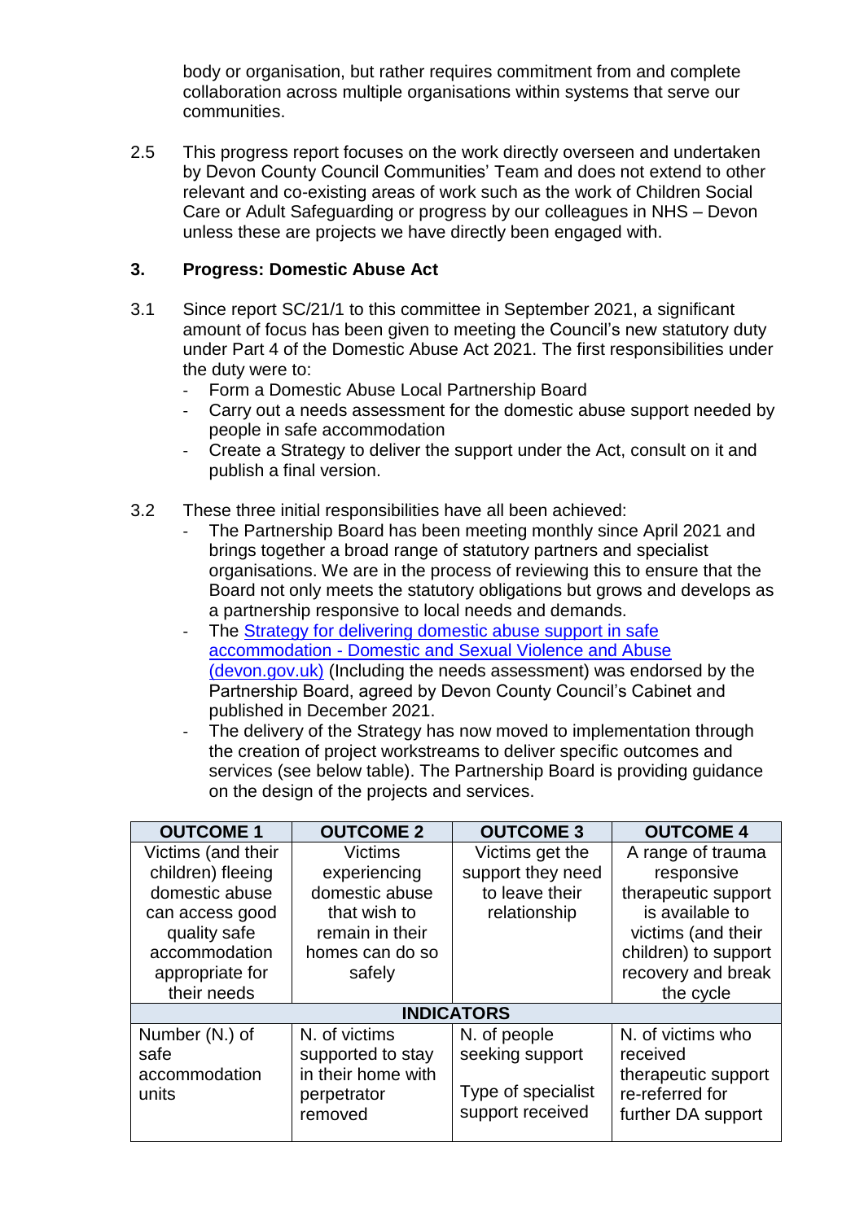body or organisation, but rather requires commitment from and complete collaboration across multiple organisations within systems that serve our communities.

2.5 This progress report focuses on the work directly overseen and undertaken by Devon County Council Communities' Team and does not extend to other relevant and co-existing areas of work such as the work of Children Social Care or Adult Safeguarding or progress by our colleagues in NHS – Devon unless these are projects we have directly been engaged with.

## 3. Progress: Domestic Abuse Act

3.1 Since report SC/21/1 to this committee in September 2021, a significant amount of focus has been given to meeting the Council's new statutory duty under Part 4 of the Domestic Abuse Act 2021. The first responsibilities under the duty were to:

- Form a Domestic Abuse Local Partnership Board
- Carry out a needs assessment for the domestic abuse support needed by people in safe accommodation
- Create a Strategy to deliver the support under the Act, consult on it and publish a final version.

3.2 These three initial responsibilities have all been achieved:

- The Partnership Board has been meeting monthly since April 2021 and brings together a broad range of statutory partners and specialist organisations. We are in the process of reviewing this to ensure that the Board not only meets the statutory obligations but grows and develops as a partnership responsive to local needs and demands.
- The Strategy for delivering domestic abuse support in safe accommodation - Domestic and Sexual Violence and Abuse (devon.gov.uk) (Including the needs assessment) was endorsed by the Partnership Board, agreed by Devon County Council's Cabinet and published in December 2021.
- The delivery of the Strategy has now moved to implementation through the creation of project workstreams to deliver specific outcomes and services (see below table). The Partnership Board is providing guidance on the design of the projects and services.

| OUTCOME 1 | OUTCOME 2 | OUTCOME 3 | OUTCOME 4 |
|---|---|---|---|
| Victims (and their children) fleeing domestic abuse can access good quality safe accommodation appropriate for their needs | Victims experiencing domestic abuse that wish to remain in their homes can do so safely | Victims get the support they need to leave their relationship | A range of trauma responsive therapeutic support is available to victims (and their children) to support recovery and break the cycle |
| **INDICATORS** | | | |
| Number (N.) of safe accommodation units | N. of victims supported to stay in their home with perpetrator removed | N. of people seeking support<br><br>Type of specialist support received | N. of victims who received therapeutic support re-referred for further DA support |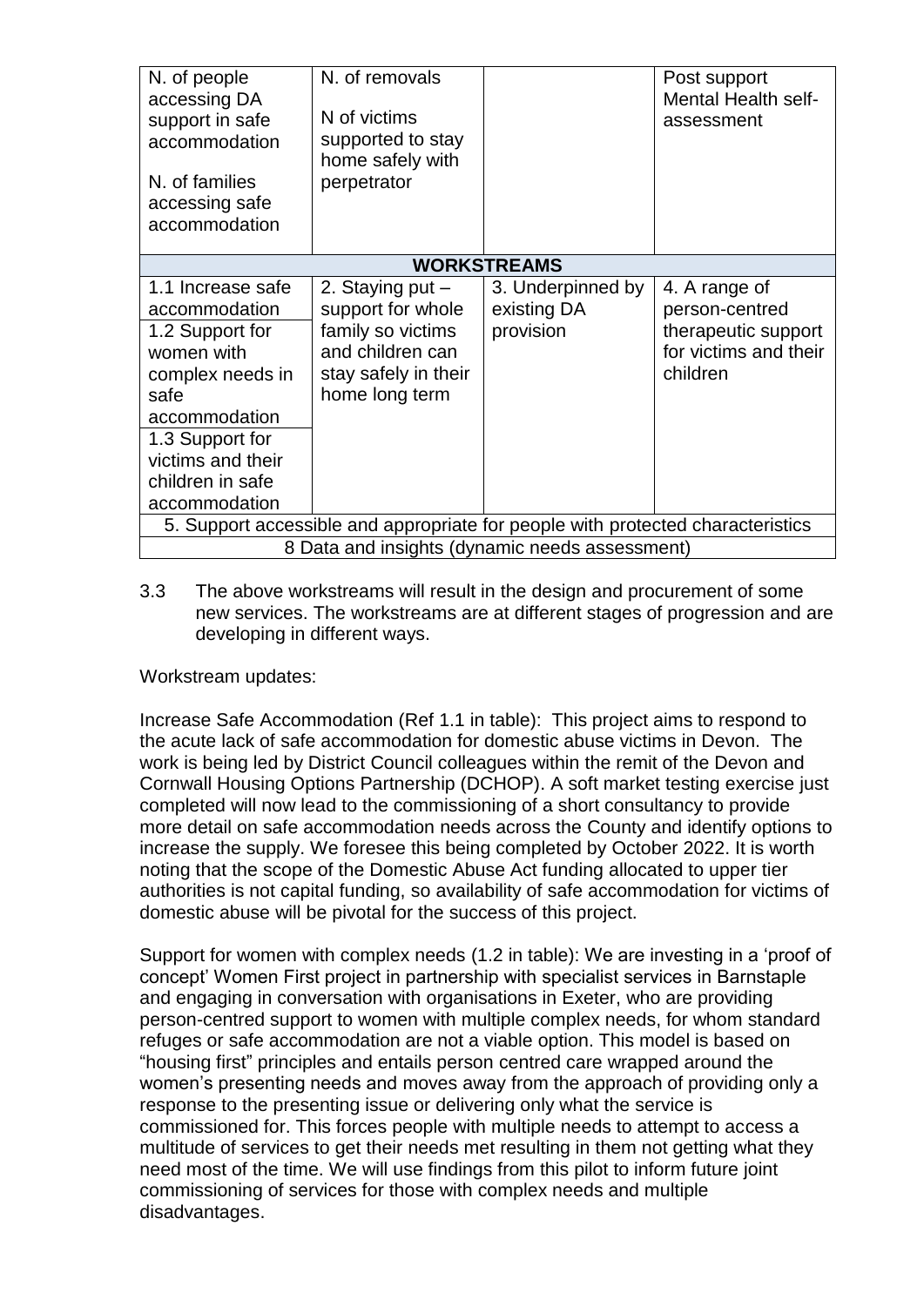| | | | |
|---|---|---|---|
| N. of people accessing DA support in safe accommodation<br><br>N. of families accessing safe accommodation | N. of removals<br><br>N of victims supported to stay home safely with perpetrator | | Post support Mental Health self-assessment |
| **WORKSTREAMS** | | | |
| 1.1 Increase safe accommodation<br>1.2 Support for women with complex needs in safe accommodation<br>1.3 Support for victims and their children in safe accommodation | 2. Staying put – support for whole family so victims and children can stay safely in their home long term | 3. Underpinned by existing DA provision | 4. A range of person-centred therapeutic support for victims and their children |
| 5. Support accessible and appropriate for people with protected characteristics | | | |
| 8 Data and insights (dynamic needs assessment) | | | |

3.3 The above workstreams will result in the design and procurement of some new services. The workstreams are at different stages of progression and are developing in different ways.

Workstream updates:

Increase Safe Accommodation (Ref 1.1 in table): This project aims to respond to the acute lack of safe accommodation for domestic abuse victims in Devon. The work is being led by District Council colleagues within the remit of the Devon and Cornwall Housing Options Partnership (DCHOP). A soft market testing exercise just completed will now lead to the commissioning of a short consultancy to provide more detail on safe accommodation needs across the County and identify options to increase the supply. We foresee this being completed by October 2022. It is worth noting that the scope of the Domestic Abuse Act funding allocated to upper tier authorities is not capital funding, so availability of safe accommodation for victims of domestic abuse will be pivotal for the success of this project.

Support for women with complex needs (1.2 in table): We are investing in a 'proof of concept' Women First project in partnership with specialist services in Barnstaple and engaging in conversation with organisations in Exeter, who are providing person-centred support to women with multiple complex needs, for whom standard refuges or safe accommodation are not a viable option. This model is based on "housing first" principles and entails person centred care wrapped around the women's presenting needs and moves away from the approach of providing only a response to the presenting issue or delivering only what the service is commissioned for. This forces people with multiple needs to attempt to access a multitude of services to get their needs met resulting in them not getting what they need most of the time. We will use findings from this pilot to inform future joint commissioning of services for those with complex needs and multiple disadvantages.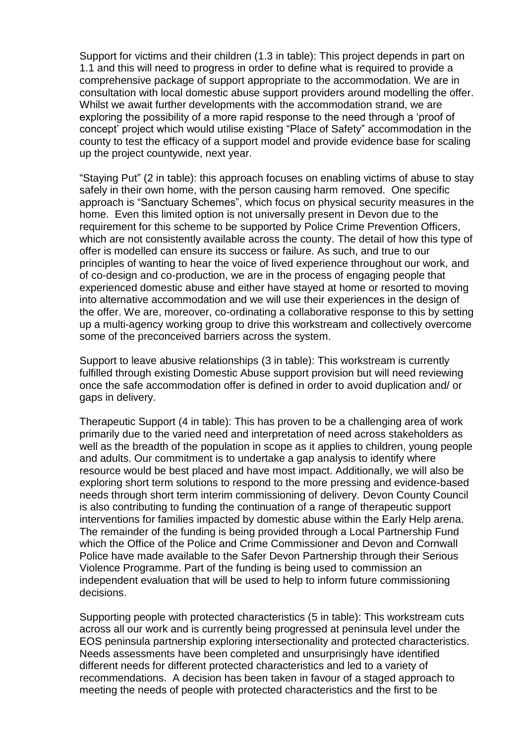Support for victims and their children (1.3 in table): This project depends in part on 1.1 and this will need to progress in order to define what is required to provide a comprehensive package of support appropriate to the accommodation. We are in consultation with local domestic abuse support providers around modelling the offer. Whilst we await further developments with the accommodation strand, we are exploring the possibility of a more rapid response to the need through a 'proof of concept' project which would utilise existing "Place of Safety" accommodation in the county to test the efficacy of a support model and provide evidence base for scaling up the project countywide, next year.

"Staying Put" (2 in table): this approach focuses on enabling victims of abuse to stay safely in their own home, with the person causing harm removed. One specific approach is "Sanctuary Schemes", which focus on physical security measures in the home. Even this limited option is not universally present in Devon due to the requirement for this scheme to be supported by Police Crime Prevention Officers, which are not consistently available across the county. The detail of how this type of offer is modelled can ensure its success or failure. As such, and true to our principles of wanting to hear the voice of lived experience throughout our work, and of co-design and co-production, we are in the process of engaging people that experienced domestic abuse and either have stayed at home or resorted to moving into alternative accommodation and we will use their experiences in the design of the offer. We are, moreover, co-ordinating a collaborative response to this by setting up a multi-agency working group to drive this workstream and collectively overcome some of the preconceived barriers across the system.

Support to leave abusive relationships (3 in table): This workstream is currently fulfilled through existing Domestic Abuse support provision but will need reviewing once the safe accommodation offer is defined in order to avoid duplication and/ or gaps in delivery.

Therapeutic Support (4 in table): This has proven to be a challenging area of work primarily due to the varied need and interpretation of need across stakeholders as well as the breadth of the population in scope as it applies to children, young people and adults. Our commitment is to undertake a gap analysis to identify where resource would be best placed and have most impact. Additionally, we will also be exploring short term solutions to respond to the more pressing and evidence-based needs through short term interim commissioning of delivery. Devon County Council is also contributing to funding the continuation of a range of therapeutic support interventions for families impacted by domestic abuse within the Early Help arena. The remainder of the funding is being provided through a Local Partnership Fund which the Office of the Police and Crime Commissioner and Devon and Cornwall Police have made available to the Safer Devon Partnership through their Serious Violence Programme. Part of the funding is being used to commission an independent evaluation that will be used to help to inform future commissioning decisions.

Supporting people with protected characteristics (5 in table): This workstream cuts across all our work and is currently being progressed at peninsula level under the EOS peninsula partnership exploring intersectionality and protected characteristics. Needs assessments have been completed and unsurprisingly have identified different needs for different protected characteristics and led to a variety of recommendations. A decision has been taken in favour of a staged approach to meeting the needs of people with protected characteristics and the first to be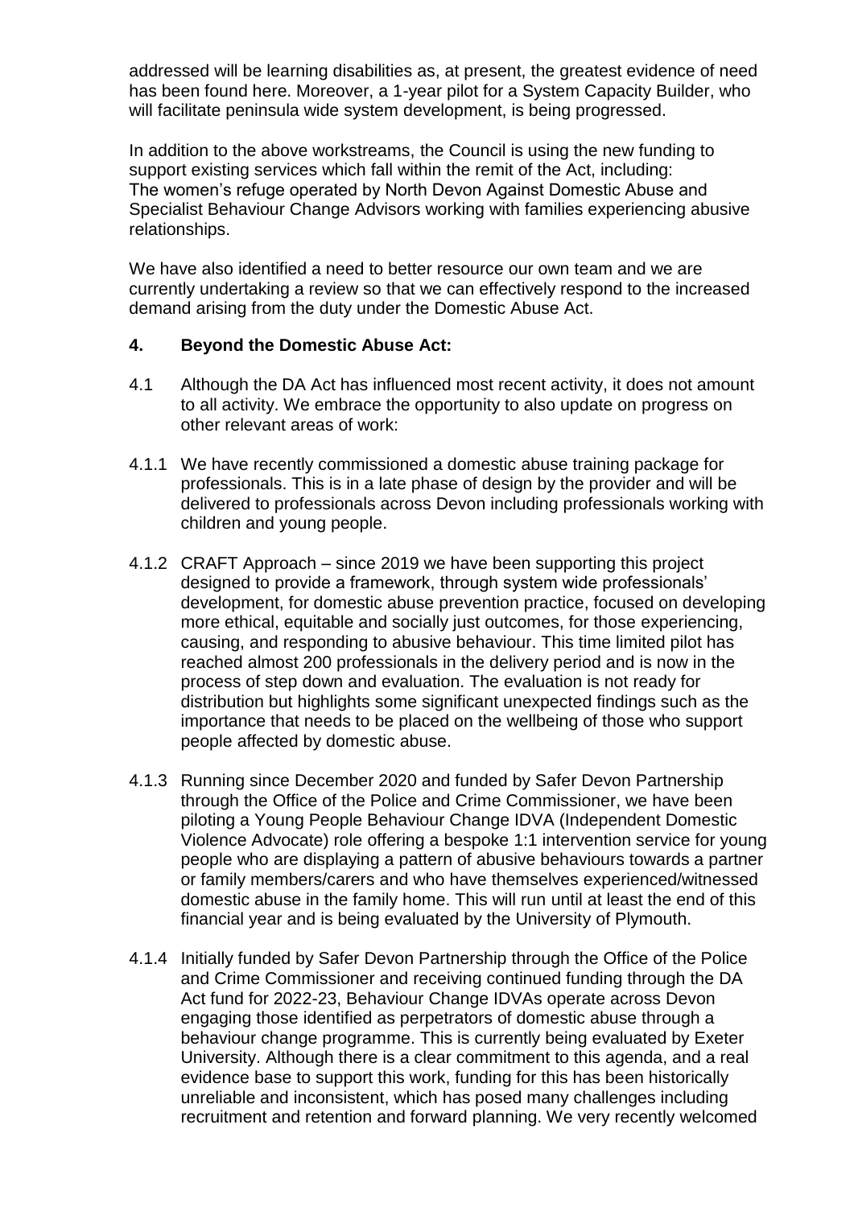addressed will be learning disabilities as, at present, the greatest evidence of need has been found here. Moreover, a 1-year pilot for a System Capacity Builder, who will facilitate peninsula wide system development, is being progressed.

In addition to the above workstreams, the Council is using the new funding to support existing services which fall within the remit of the Act, including: The women's refuge operated by North Devon Against Domestic Abuse and Specialist Behaviour Change Advisors working with families experiencing abusive relationships.

We have also identified a need to better resource our own team and we are currently undertaking a review so that we can effectively respond to the increased demand arising from the duty under the Domestic Abuse Act.

## 4. Beyond the Domestic Abuse Act:

4.1 Although the DA Act has influenced most recent activity, it does not amount to all activity. We embrace the opportunity to also update on progress on other relevant areas of work:

4.1.1 We have recently commissioned a domestic abuse training package for professionals. This is in a late phase of design by the provider and will be delivered to professionals across Devon including professionals working with children and young people.

4.1.2 CRAFT Approach – since 2019 we have been supporting this project designed to provide a framework, through system wide professionals' development, for domestic abuse prevention practice, focused on developing more ethical, equitable and socially just outcomes, for those experiencing, causing, and responding to abusive behaviour. This time limited pilot has reached almost 200 professionals in the delivery period and is now in the process of step down and evaluation. The evaluation is not ready for distribution but highlights some significant unexpected findings such as the importance that needs to be placed on the wellbeing of those who support people affected by domestic abuse.

4.1.3 Running since December 2020 and funded by Safer Devon Partnership through the Office of the Police and Crime Commissioner, we have been piloting a Young People Behaviour Change IDVA (Independent Domestic Violence Advocate) role offering a bespoke 1:1 intervention service for young people who are displaying a pattern of abusive behaviours towards a partner or family members/carers and who have themselves experienced/witnessed domestic abuse in the family home. This will run until at least the end of this financial year and is being evaluated by the University of Plymouth.

4.1.4 Initially funded by Safer Devon Partnership through the Office of the Police and Crime Commissioner and receiving continued funding through the DA Act fund for 2022-23, Behaviour Change IDVAs operate across Devon engaging those identified as perpetrators of domestic abuse through a behaviour change programme. This is currently being evaluated by Exeter University. Although there is a clear commitment to this agenda, and a real evidence base to support this work, funding for this has been historically unreliable and inconsistent, which has posed many challenges including recruitment and retention and forward planning. We very recently welcomed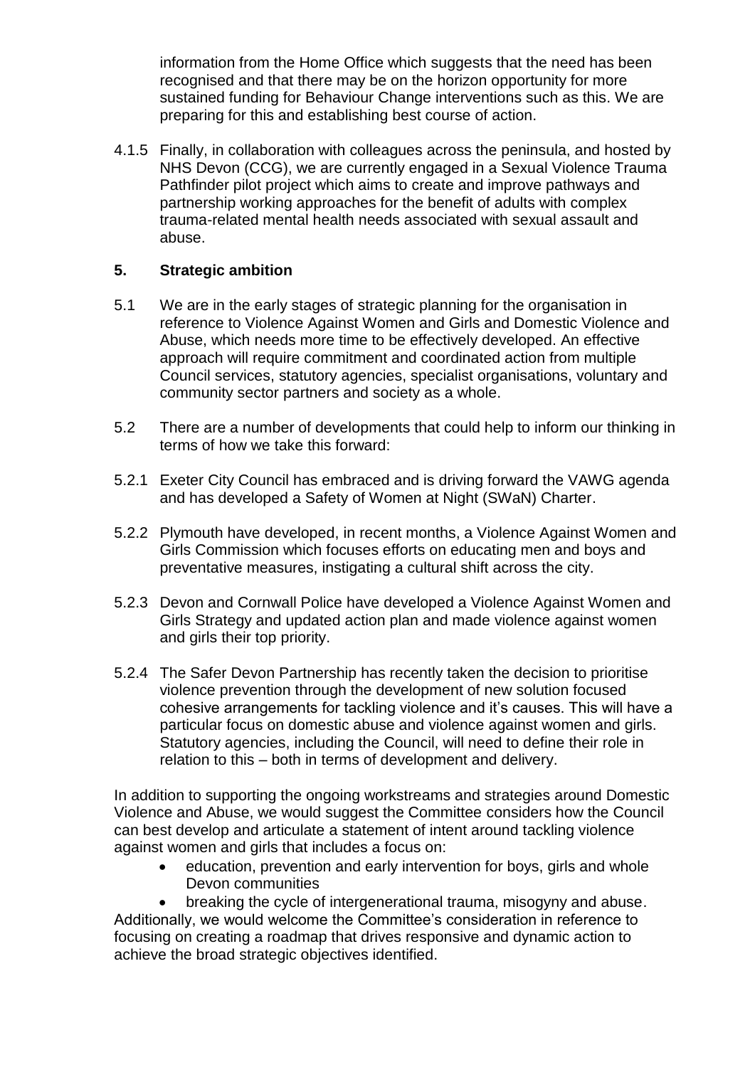information from the Home Office which suggests that the need has been recognised and that there may be on the horizon opportunity for more sustained funding for Behaviour Change interventions such as this. We are preparing for this and establishing best course of action.

4.1.5 Finally, in collaboration with colleagues across the peninsula, and hosted by NHS Devon (CCG), we are currently engaged in a Sexual Violence Trauma Pathfinder pilot project which aims to create and improve pathways and partnership working approaches for the benefit of adults with complex trauma-related mental health needs associated with sexual assault and abuse.

## 5. Strategic ambition

5.1 We are in the early stages of strategic planning for the organisation in reference to Violence Against Women and Girls and Domestic Violence and Abuse, which needs more time to be effectively developed. An effective approach will require commitment and coordinated action from multiple Council services, statutory agencies, specialist organisations, voluntary and community sector partners and society as a whole.

5.2 There are a number of developments that could help to inform our thinking in terms of how we take this forward:

5.2.1 Exeter City Council has embraced and is driving forward the VAWG agenda and has developed a Safety of Women at Night (SWaN) Charter.

5.2.2 Plymouth have developed, in recent months, a Violence Against Women and Girls Commission which focuses efforts on educating men and boys and preventative measures, instigating a cultural shift across the city.

5.2.3 Devon and Cornwall Police have developed a Violence Against Women and Girls Strategy and updated action plan and made violence against women and girls their top priority.

5.2.4 The Safer Devon Partnership has recently taken the decision to prioritise violence prevention through the development of new solution focused cohesive arrangements for tackling violence and it's causes. This will have a particular focus on domestic abuse and violence against women and girls. Statutory agencies, including the Council, will need to define their role in relation to this – both in terms of development and delivery.

In addition to supporting the ongoing workstreams and strategies around Domestic Violence and Abuse, we would suggest the Committee considers how the Council can best develop and articulate a statement of intent around tackling violence against women and girls that includes a focus on:

- education, prevention and early intervention for boys, girls and whole Devon communities
- breaking the cycle of intergenerational trauma, misogyny and abuse.

Additionally, we would welcome the Committee's consideration in reference to focusing on creating a roadmap that drives responsive and dynamic action to achieve the broad strategic objectives identified.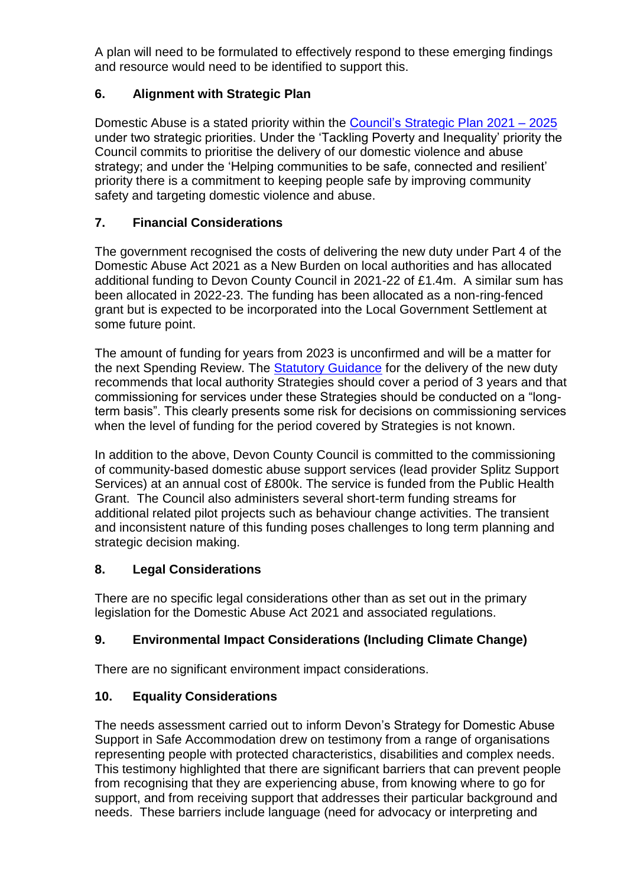A plan will need to be formulated to effectively respond to these emerging findings and resource would need to be identified to support this.

## 6. Alignment with Strategic Plan

Domestic Abuse is a stated priority within the Council's Strategic Plan 2021 – 2025 under two strategic priorities. Under the 'Tackling Poverty and Inequality' priority the Council commits to prioritise the delivery of our domestic violence and abuse strategy; and under the 'Helping communities to be safe, connected and resilient' priority there is a commitment to keeping people safe by improving community safety and targeting domestic violence and abuse.

## 7. Financial Considerations

The government recognised the costs of delivering the new duty under Part 4 of the Domestic Abuse Act 2021 as a New Burden on local authorities and has allocated additional funding to Devon County Council in 2021-22 of £1.4m. A similar sum has been allocated in 2022-23. The funding has been allocated as a non-ring-fenced grant but is expected to be incorporated into the Local Government Settlement at some future point.

The amount of funding for years from 2023 is unconfirmed and will be a matter for the next Spending Review. The Statutory Guidance for the delivery of the new duty recommends that local authority Strategies should cover a period of 3 years and that commissioning for services under these Strategies should be conducted on a "long-term basis". This clearly presents some risk for decisions on commissioning services when the level of funding for the period covered by Strategies is not known.

In addition to the above, Devon County Council is committed to the commissioning of community-based domestic abuse support services (lead provider Splitz Support Services) at an annual cost of £800k. The service is funded from the Public Health Grant. The Council also administers several short-term funding streams for additional related pilot projects such as behaviour change activities. The transient and inconsistent nature of this funding poses challenges to long term planning and strategic decision making.

## 8. Legal Considerations

There are no specific legal considerations other than as set out in the primary legislation for the Domestic Abuse Act 2021 and associated regulations.

## 9. Environmental Impact Considerations (Including Climate Change)

There are no significant environment impact considerations.

## 10. Equality Considerations

The needs assessment carried out to inform Devon's Strategy for Domestic Abuse Support in Safe Accommodation drew on testimony from a range of organisations representing people with protected characteristics, disabilities and complex needs. This testimony highlighted that there are significant barriers that can prevent people from recognising that they are experiencing abuse, from knowing where to go for support, and from receiving support that addresses their particular background and needs. These barriers include language (need for advocacy or interpreting and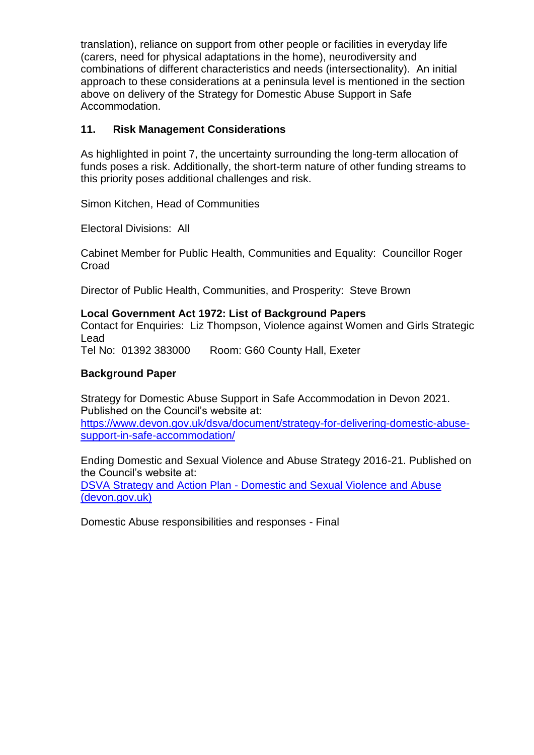translation), reliance on support from other people or facilities in everyday life (carers, need for physical adaptations in the home), neurodiversity and combinations of different characteristics and needs (intersectionality). An initial approach to these considerations at a peninsula level is mentioned in the section above on delivery of the Strategy for Domestic Abuse Support in Safe Accommodation.

## 11. Risk Management Considerations

As highlighted in point 7, the uncertainty surrounding the long-term allocation of funds poses a risk. Additionally, the short-term nature of other funding streams to this priority poses additional challenges and risk.

Simon Kitchen, Head of Communities

Electoral Divisions: All

Cabinet Member for Public Health, Communities and Equality: Councillor Roger Croad

Director of Public Health, Communities, and Prosperity: Steve Brown

**Local Government Act 1972: List of Background Papers**

Contact for Enquiries: Liz Thompson, Violence against Women and Girls Strategic Lead

Tel No: 01392 383000 Room: G60 County Hall, Exeter

**Background Paper**

Strategy for Domestic Abuse Support in Safe Accommodation in Devon 2021. Published on the Council's website at:
[https://www.devon.gov.uk/dsva/document/strategy-for-delivering-domestic-abuse-support-in-safe-accommodation/](https://www.devon.gov.uk/dsva/document/strategy-for-delivering-domestic-abuse-support-in-safe-accommodation/)

Ending Domestic and Sexual Violence and Abuse Strategy 2016-21. Published on the Council's website at:
DSVA Strategy and Action Plan - Domestic and Sexual Violence and Abuse (devon.gov.uk)

Domestic Abuse responsibilities and responses - Final